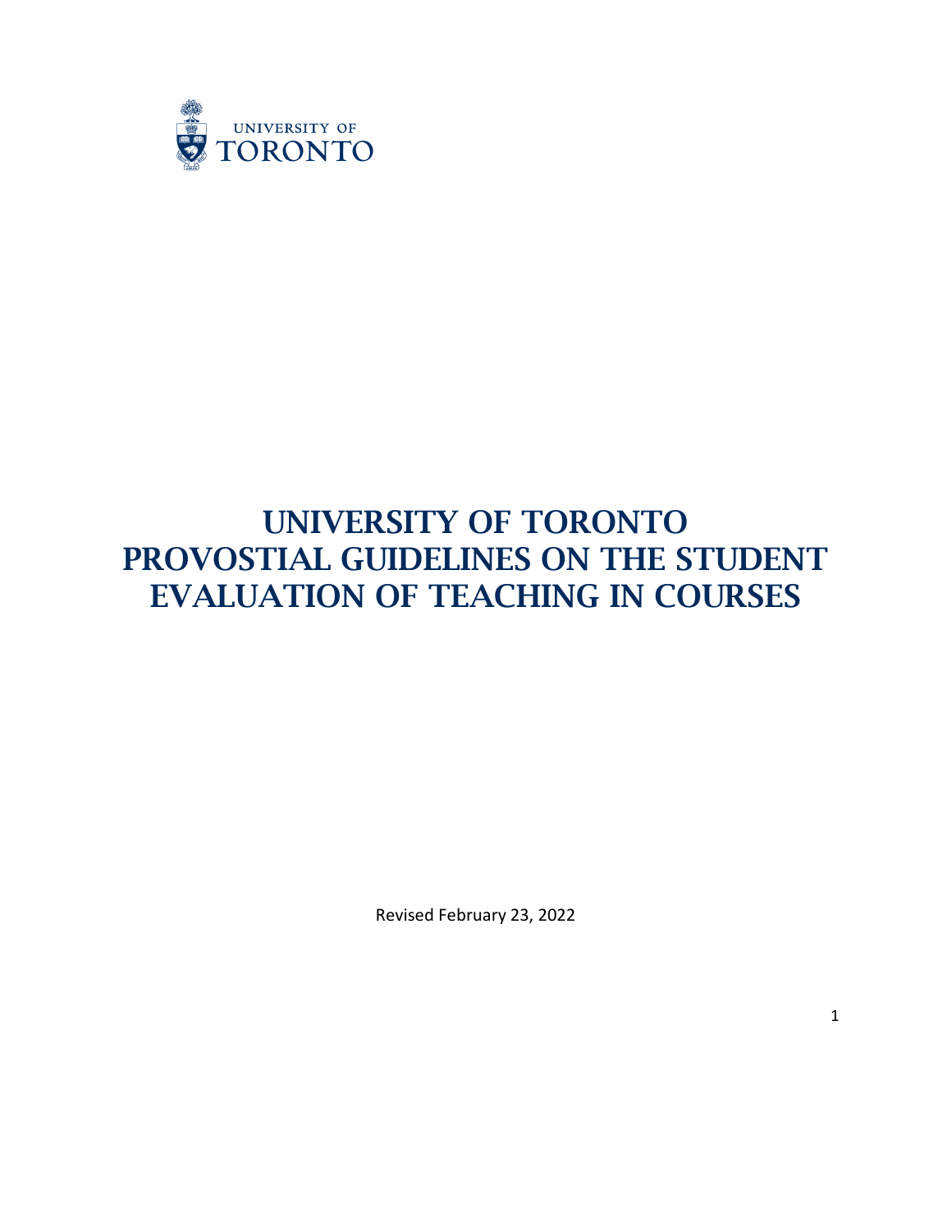UNIVERSITY OF TORONTO

# UNIVERSITY OF TORONTO PROVOSTIAL GUIDELINES ON THE STUDENT EVALUATION OF TEACHING IN COURSES

Revised February 23, 2022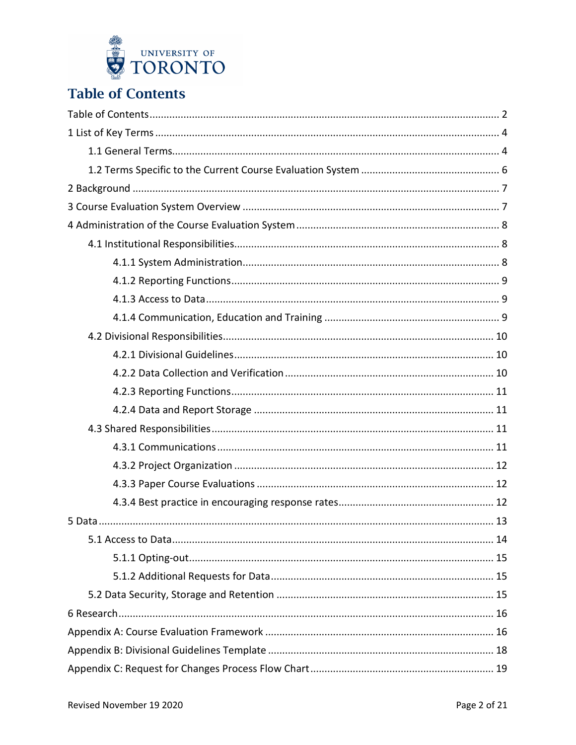# Table of Contents

Table of Contents .......... 2

1 List of Key Terms .......... 4

- 1.1 General Terms .......... 4
- 1.2 Terms Specific to the Current Course Evaluation System .......... 6

2 Background .......... 7

3 Course Evaluation System Overview .......... 7

4 Administration of the Course Evaluation System .......... 8

- 4.1 Institutional Responsibilities .......... 8
  - 4.1.1 System Administration .......... 8
  - 4.1.2 Reporting Functions .......... 9
  - 4.1.3 Access to Data .......... 9
  - 4.1.4 Communication, Education and Training .......... 9
- 4.2 Divisional Responsibilities .......... 10
  - 4.2.1 Divisional Guidelines .......... 10
  - 4.2.2 Data Collection and Verification .......... 10
  - 4.2.3 Reporting Functions .......... 11
  - 4.2.4 Data and Report Storage .......... 11
- 4.3 Shared Responsibilities .......... 11
  - 4.3.1 Communications .......... 11
  - 4.3.2 Project Organization .......... 12
  - 4.3.3 Paper Course Evaluations .......... 12
  - 4.3.4 Best practice in encouraging response rates .......... 12

5 Data .......... 13

- 5.1 Access to Data .......... 14
  - 5.1.1 Opting-out .......... 15
  - 5.1.2 Additional Requests for Data .......... 15
- 5.2 Data Security, Storage and Retention .......... 15

6 Research .......... 16

Appendix A: Course Evaluation Framework .......... 16

Appendix B: Divisional Guidelines Template .......... 18

Appendix C: Request for Changes Process Flow Chart .......... 19

Revised November 19 2020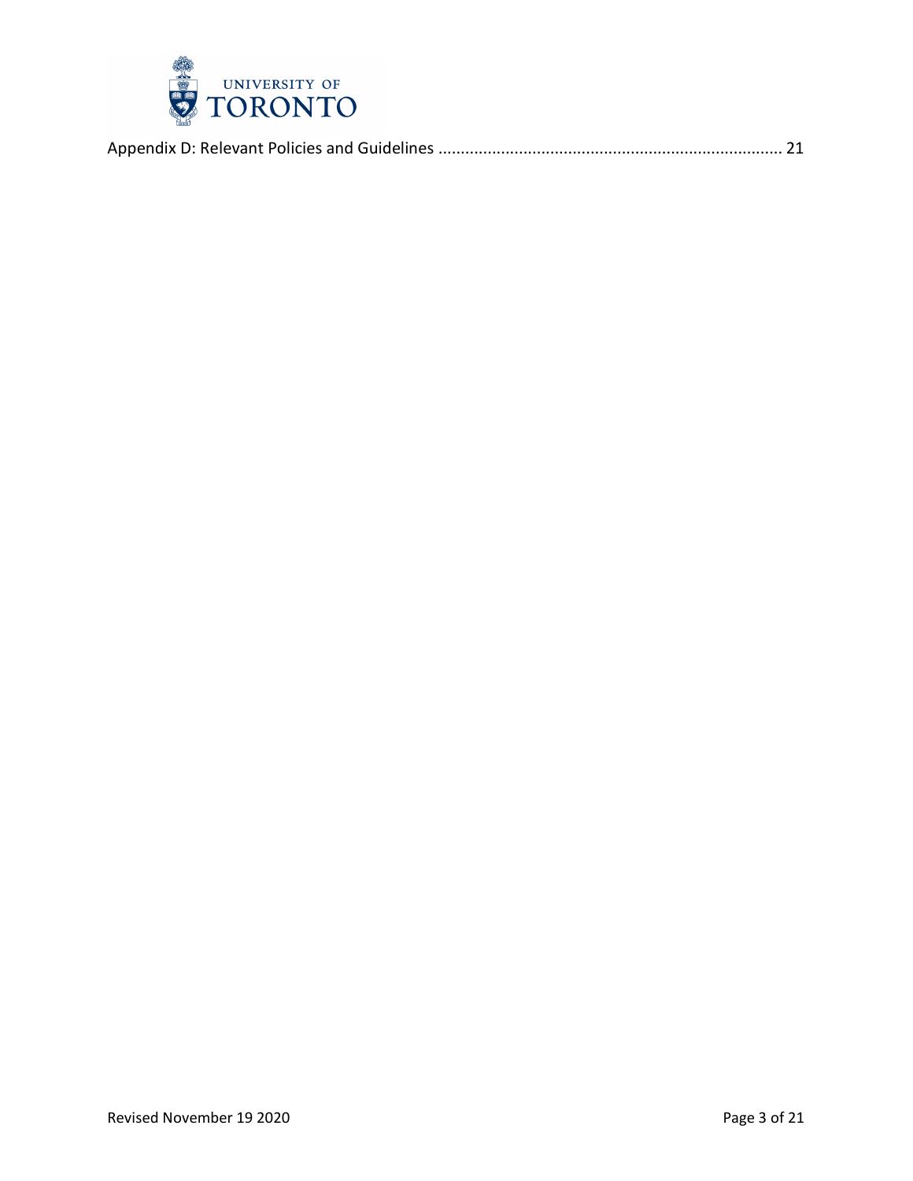Appendix D: Relevant Policies and Guidelines ........................................................................... 21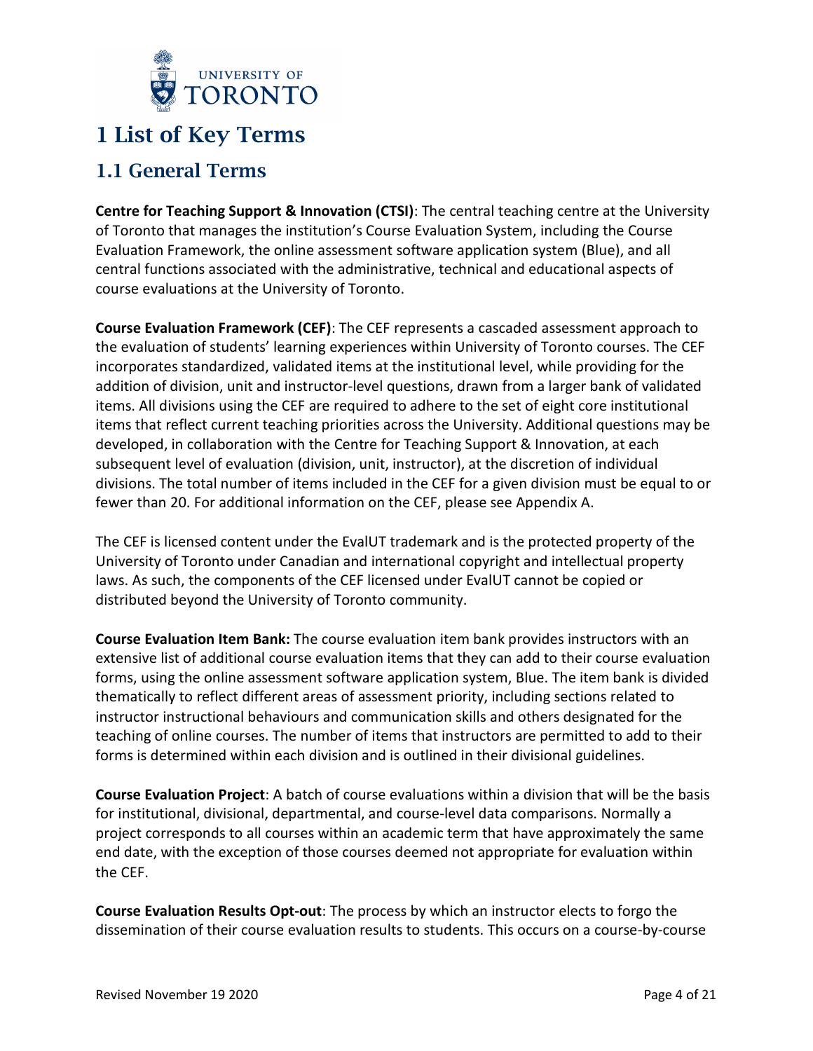# 1 List of Key Terms

## 1.1 General Terms

**Centre for Teaching Support & Innovation (CTSI)**: The central teaching centre at the University of Toronto that manages the institution's Course Evaluation System, including the Course Evaluation Framework, the online assessment software application system (Blue), and all central functions associated with the administrative, technical and educational aspects of course evaluations at the University of Toronto.

**Course Evaluation Framework (CEF)**: The CEF represents a cascaded assessment approach to the evaluation of students' learning experiences within University of Toronto courses. The CEF incorporates standardized, validated items at the institutional level, while providing for the addition of division, unit and instructor-level questions, drawn from a larger bank of validated items. All divisions using the CEF are required to adhere to the set of eight core institutional items that reflect current teaching priorities across the University. Additional questions may be developed, in collaboration with the Centre for Teaching Support & Innovation, at each subsequent level of evaluation (division, unit, instructor), at the discretion of individual divisions. The total number of items included in the CEF for a given division must be equal to or fewer than 20. For additional information on the CEF, please see Appendix A.

The CEF is licensed content under the EvalUT trademark and is the protected property of the University of Toronto under Canadian and international copyright and intellectual property laws. As such, the components of the CEF licensed under EvalUT cannot be copied or distributed beyond the University of Toronto community.

**Course Evaluation Item Bank:** The course evaluation item bank provides instructors with an extensive list of additional course evaluation items that they can add to their course evaluation forms, using the online assessment software application system, Blue. The item bank is divided thematically to reflect different areas of assessment priority, including sections related to instructor instructional behaviours and communication skills and others designated for the teaching of online courses. The number of items that instructors are permitted to add to their forms is determined within each division and is outlined in their divisional guidelines.

**Course Evaluation Project**: A batch of course evaluations within a division that will be the basis for institutional, divisional, departmental, and course-level data comparisons. Normally a project corresponds to all courses within an academic term that have approximately the same end date, with the exception of those courses deemed not appropriate for evaluation within the CEF.

**Course Evaluation Results Opt-out**: The process by which an instructor elects to forgo the dissemination of their course evaluation results to students. This occurs on a course-by-course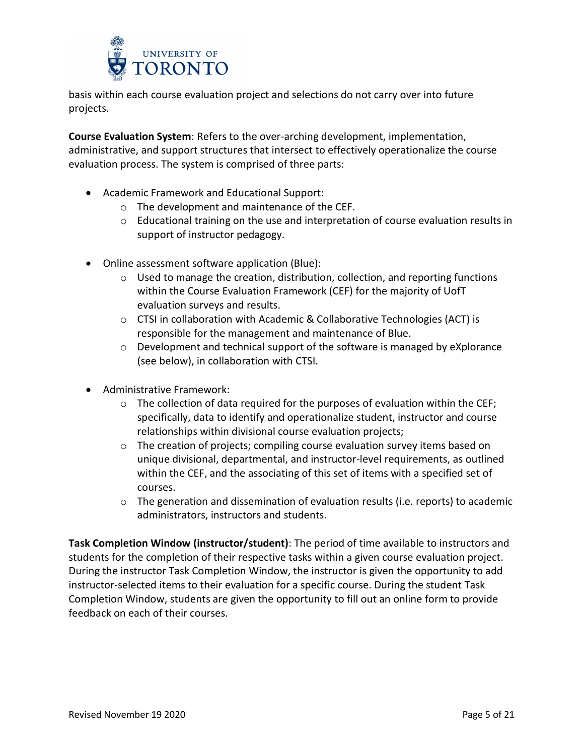basis within each course evaluation project and selections do not carry over into future projects.

**Course Evaluation System**: Refers to the over-arching development, implementation, administrative, and support structures that intersect to effectively operationalize the course evaluation process. The system is comprised of three parts:

- Academic Framework and Educational Support:
  - The development and maintenance of the CEF.
  - Educational training on the use and interpretation of course evaluation results in support of instructor pedagogy.
- Online assessment software application (Blue):
  - Used to manage the creation, distribution, collection, and reporting functions within the Course Evaluation Framework (CEF) for the majority of UofT evaluation surveys and results.
  - CTSI in collaboration with Academic & Collaborative Technologies (ACT) is responsible for the management and maintenance of Blue.
  - Development and technical support of the software is managed by eXplorance (see below), in collaboration with CTSI.
- Administrative Framework:
  - The collection of data required for the purposes of evaluation within the CEF; specifically, data to identify and operationalize student, instructor and course relationships within divisional course evaluation projects;
  - The creation of projects; compiling course evaluation survey items based on unique divisional, departmental, and instructor-level requirements, as outlined within the CEF, and the associating of this set of items with a specified set of courses.
  - The generation and dissemination of evaluation results (i.e. reports) to academic administrators, instructors and students.

**Task Completion Window (instructor/student)**: The period of time available to instructors and students for the completion of their respective tasks within a given course evaluation project. During the instructor Task Completion Window, the instructor is given the opportunity to add instructor-selected items to their evaluation for a specific course. During the student Task Completion Window, students are given the opportunity to fill out an online form to provide feedback on each of their courses.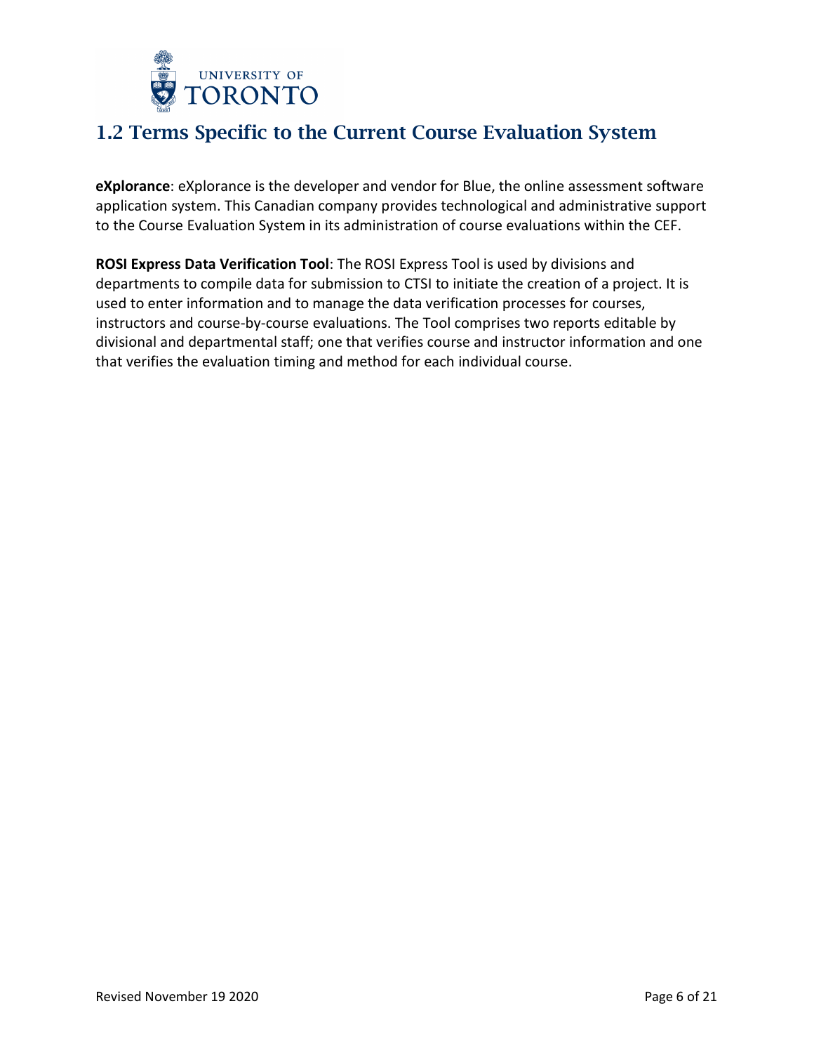## 1.2 Terms Specific to the Current Course Evaluation System

**eXplorance**: eXplorance is the developer and vendor for Blue, the online assessment software application system. This Canadian company provides technological and administrative support to the Course Evaluation System in its administration of course evaluations within the CEF.

**ROSI Express Data Verification Tool**: The ROSI Express Tool is used by divisions and departments to compile data for submission to CTSI to initiate the creation of a project. It is used to enter information and to manage the data verification processes for courses, instructors and course-by-course evaluations. The Tool comprises two reports editable by divisional and departmental staff; one that verifies course and instructor information and one that verifies the evaluation timing and method for each individual course.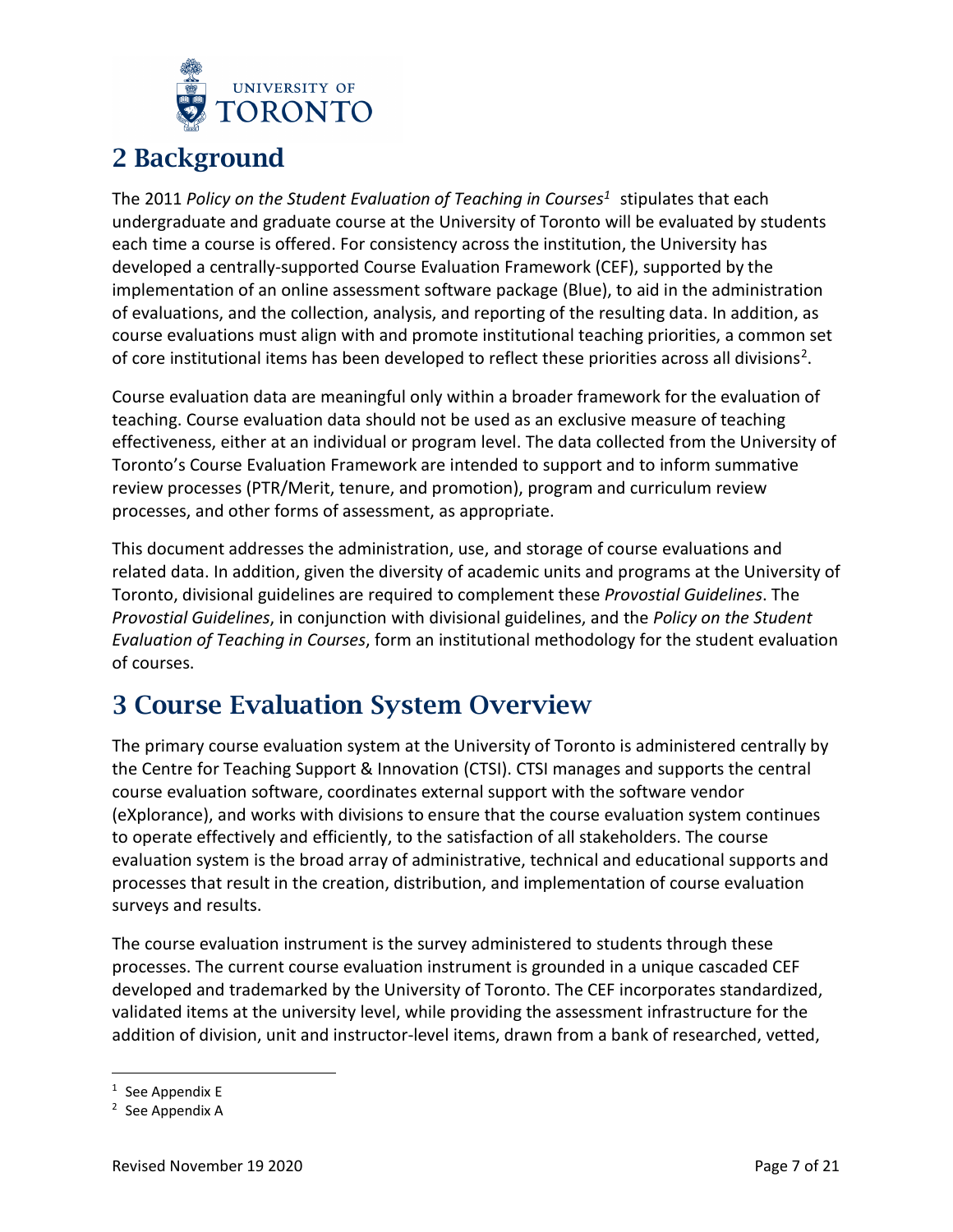## 2 Background

The 2011 *Policy on the Student Evaluation of Teaching in Courses*[1] stipulates that each undergraduate and graduate course at the University of Toronto will be evaluated by students each time a course is offered. For consistency across the institution, the University has developed a centrally-supported Course Evaluation Framework (CEF), supported by the implementation of an online assessment software package (Blue), to aid in the administration of evaluations, and the collection, analysis, and reporting of the resulting data. In addition, as course evaluations must align with and promote institutional teaching priorities, a common set of core institutional items has been developed to reflect these priorities across all divisions[2].

Course evaluation data are meaningful only within a broader framework for the evaluation of teaching. Course evaluation data should not be used as an exclusive measure of teaching effectiveness, either at an individual or program level. The data collected from the University of Toronto's Course Evaluation Framework are intended to support and to inform summative review processes (PTR/Merit, tenure, and promotion), program and curriculum review processes, and other forms of assessment, as appropriate.

This document addresses the administration, use, and storage of course evaluations and related data. In addition, given the diversity of academic units and programs at the University of Toronto, divisional guidelines are required to complement these *Provostial Guidelines*. The *Provostial Guidelines*, in conjunction with divisional guidelines, and the *Policy on the Student Evaluation of Teaching in Courses*, form an institutional methodology for the student evaluation of courses.

## 3 Course Evaluation System Overview

The primary course evaluation system at the University of Toronto is administered centrally by the Centre for Teaching Support & Innovation (CTSI). CTSI manages and supports the central course evaluation software, coordinates external support with the software vendor (eXplorance), and works with divisions to ensure that the course evaluation system continues to operate effectively and efficiently, to the satisfaction of all stakeholders. The course evaluation system is the broad array of administrative, technical and educational supports and processes that result in the creation, distribution, and implementation of course evaluation surveys and results.

The course evaluation instrument is the survey administered to students through these processes. The current course evaluation instrument is grounded in a unique cascaded CEF developed and trademarked by the University of Toronto. The CEF incorporates standardized, validated items at the university level, while providing the assessment infrastructure for the addition of division, unit and instructor-level items, drawn from a bank of researched, vetted,

[1] See Appendix E

[2] See Appendix A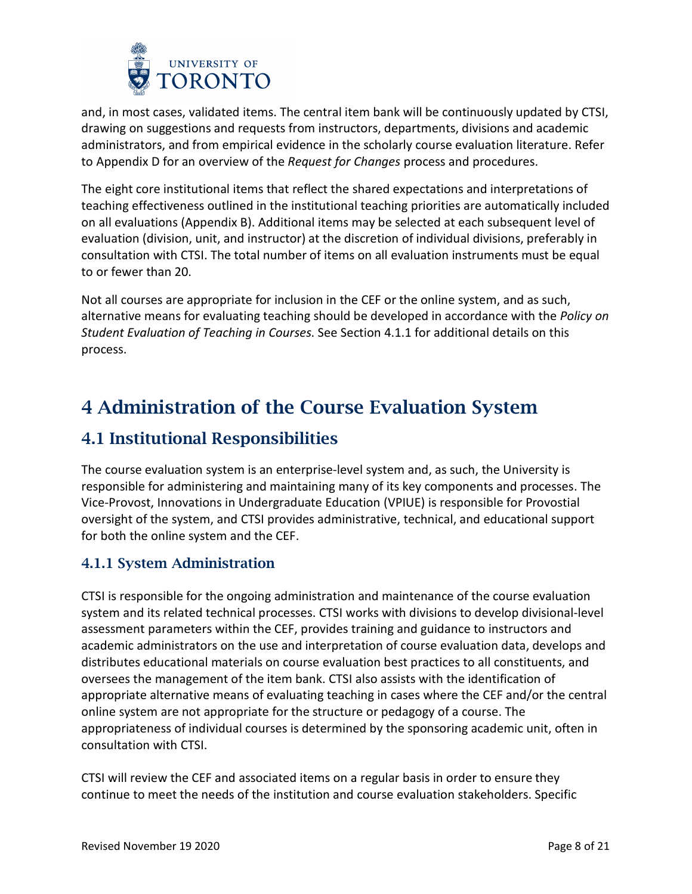and, in most cases, validated items. The central item bank will be continuously updated by CTSI, drawing on suggestions and requests from instructors, departments, divisions and academic administrators, and from empirical evidence in the scholarly course evaluation literature. Refer to Appendix D for an overview of the *Request for Changes* process and procedures.

The eight core institutional items that reflect the shared expectations and interpretations of teaching effectiveness outlined in the institutional teaching priorities are automatically included on all evaluations (Appendix B). Additional items may be selected at each subsequent level of evaluation (division, unit, and instructor) at the discretion of individual divisions, preferably in consultation with CTSI. The total number of items on all evaluation instruments must be equal to or fewer than 20.

Not all courses are appropriate for inclusion in the CEF or the online system, and as such, alternative means for evaluating teaching should be developed in accordance with the *Policy on Student Evaluation of Teaching in Courses*. See Section 4.1.1 for additional details on this process.

# 4 Administration of the Course Evaluation System

## 4.1 Institutional Responsibilities

The course evaluation system is an enterprise-level system and, as such, the University is responsible for administering and maintaining many of its key components and processes. The Vice-Provost, Innovations in Undergraduate Education (VPIUE) is responsible for Provostial oversight of the system, and CTSI provides administrative, technical, and educational support for both the online system and the CEF.

### 4.1.1 System Administration

CTSI is responsible for the ongoing administration and maintenance of the course evaluation system and its related technical processes. CTSI works with divisions to develop divisional-level assessment parameters within the CEF, provides training and guidance to instructors and academic administrators on the use and interpretation of course evaluation data, develops and distributes educational materials on course evaluation best practices to all constituents, and oversees the management of the item bank. CTSI also assists with the identification of appropriate alternative means of evaluating teaching in cases where the CEF and/or the central online system are not appropriate for the structure or pedagogy of a course. The appropriateness of individual courses is determined by the sponsoring academic unit, often in consultation with CTSI.

CTSI will review the CEF and associated items on a regular basis in order to ensure they continue to meet the needs of the institution and course evaluation stakeholders. Specific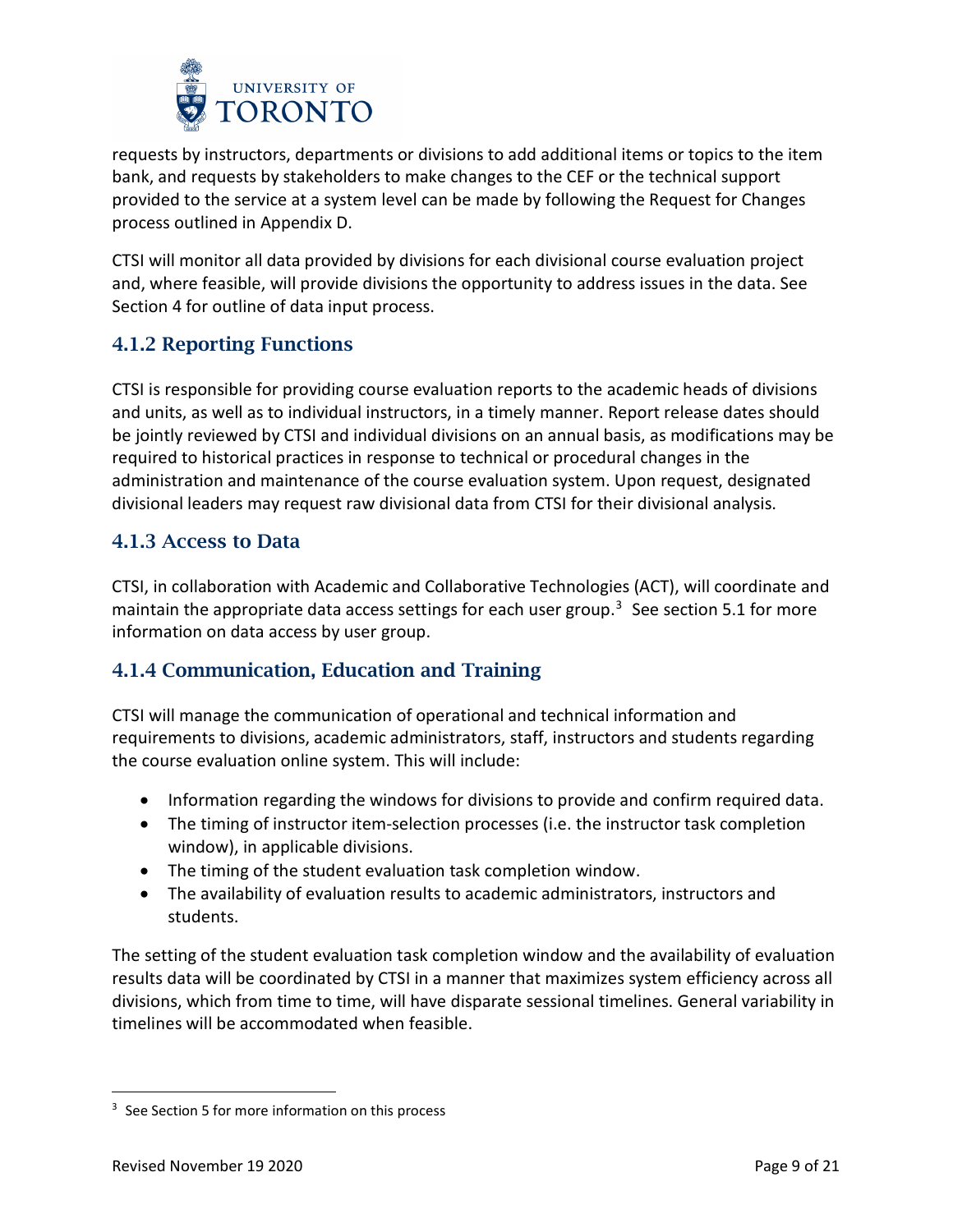requests by instructors, departments or divisions to add additional items or topics to the item bank, and requests by stakeholders to make changes to the CEF or the technical support provided to the service at a system level can be made by following the Request for Changes process outlined in Appendix D.

CTSI will monitor all data provided by divisions for each divisional course evaluation project and, where feasible, will provide divisions the opportunity to address issues in the data. See Section 4 for outline of data input process.

### 4.1.2 Reporting Functions

CTSI is responsible for providing course evaluation reports to the academic heads of divisions and units, as well as to individual instructors, in a timely manner. Report release dates should be jointly reviewed by CTSI and individual divisions on an annual basis, as modifications may be required to historical practices in response to technical or procedural changes in the administration and maintenance of the course evaluation system. Upon request, designated divisional leaders may request raw divisional data from CTSI for their divisional analysis.

### 4.1.3 Access to Data

CTSI, in collaboration with Academic and Collaborative Technologies (ACT), will coordinate and maintain the appropriate data access settings for each user group.[3] See section 5.1 for more information on data access by user group.

### 4.1.4 Communication, Education and Training

CTSI will manage the communication of operational and technical information and requirements to divisions, academic administrators, staff, instructors and students regarding the course evaluation online system. This will include:

- Information regarding the windows for divisions to provide and confirm required data.
- The timing of instructor item-selection processes (i.e. the instructor task completion window), in applicable divisions.
- The timing of the student evaluation task completion window.
- The availability of evaluation results to academic administrators, instructors and students.

The setting of the student evaluation task completion window and the availability of evaluation results data will be coordinated by CTSI in a manner that maximizes system efficiency across all divisions, which from time to time, will have disparate sessional timelines. General variability in timelines will be accommodated when feasible.

---

[3] See Section 5 for more information on this process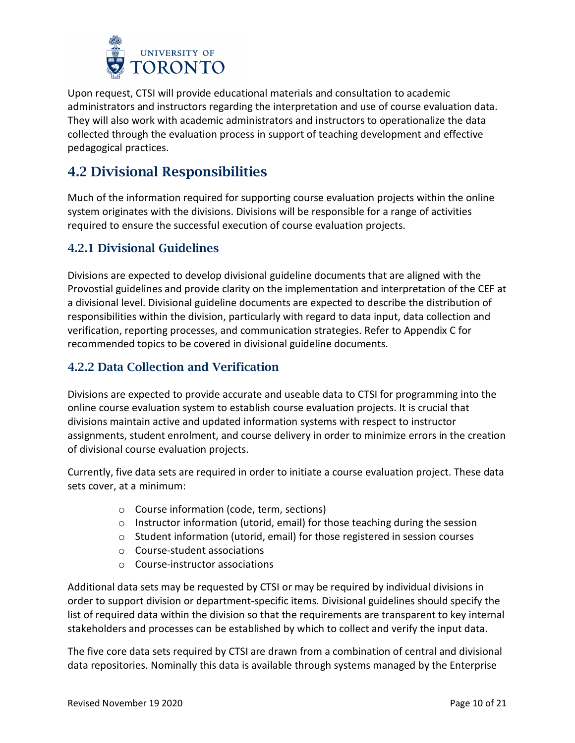Upon request, CTSI will provide educational materials and consultation to academic administrators and instructors regarding the interpretation and use of course evaluation data. They will also work with academic administrators and instructors to operationalize the data collected through the evaluation process in support of teaching development and effective pedagogical practices.

## 4.2 Divisional Responsibilities

Much of the information required for supporting course evaluation projects within the online system originates with the divisions. Divisions will be responsible for a range of activities required to ensure the successful execution of course evaluation projects.

### 4.2.1 Divisional Guidelines

Divisions are expected to develop divisional guideline documents that are aligned with the Provostial guidelines and provide clarity on the implementation and interpretation of the CEF at a divisional level. Divisional guideline documents are expected to describe the distribution of responsibilities within the division, particularly with regard to data input, data collection and verification, reporting processes, and communication strategies. Refer to Appendix C for recommended topics to be covered in divisional guideline documents.

### 4.2.2 Data Collection and Verification

Divisions are expected to provide accurate and useable data to CTSI for programming into the online course evaluation system to establish course evaluation projects. It is crucial that divisions maintain active and updated information systems with respect to instructor assignments, student enrolment, and course delivery in order to minimize errors in the creation of divisional course evaluation projects.

Currently, five data sets are required in order to initiate a course evaluation project. These data sets cover, at a minimum:

- Course information (code, term, sections)
- Instructor information (utorid, email) for those teaching during the session
- Student information (utorid, email) for those registered in session courses
- Course-student associations
- Course-instructor associations

Additional data sets may be requested by CTSI or may be required by individual divisions in order to support division or department-specific items. Divisional guidelines should specify the list of required data within the division so that the requirements are transparent to key internal stakeholders and processes can be established by which to collect and verify the input data.

The five core data sets required by CTSI are drawn from a combination of central and divisional data repositories. Nominally this data is available through systems managed by the Enterprise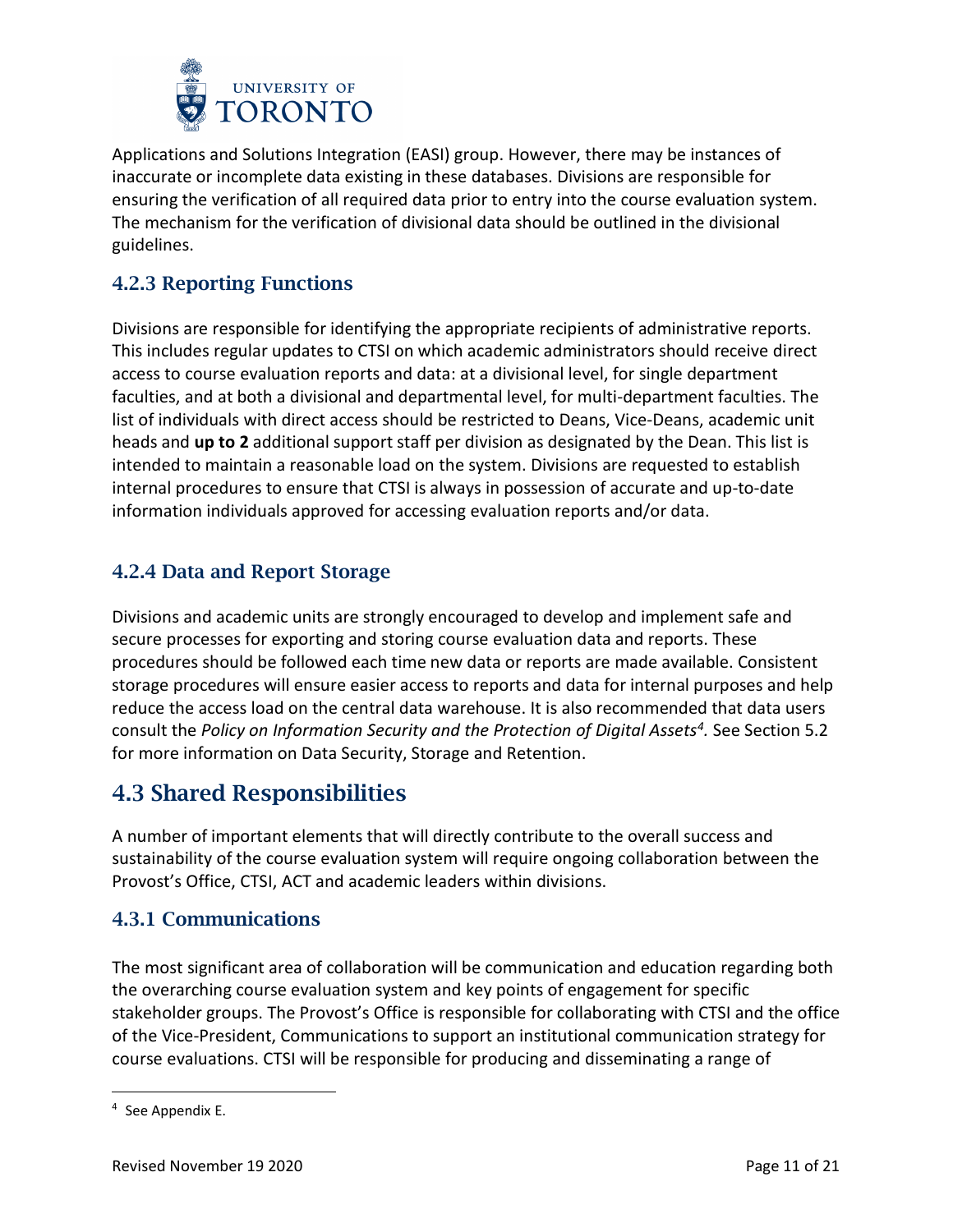Applications and Solutions Integration (EASI) group. However, there may be instances of inaccurate or incomplete data existing in these databases. Divisions are responsible for ensuring the verification of all required data prior to entry into the course evaluation system. The mechanism for the verification of divisional data should be outlined in the divisional guidelines.

### 4.2.3 Reporting Functions

Divisions are responsible for identifying the appropriate recipients of administrative reports. This includes regular updates to CTSI on which academic administrators should receive direct access to course evaluation reports and data: at a divisional level, for single department faculties, and at both a divisional and departmental level, for multi-department faculties. The list of individuals with direct access should be restricted to Deans, Vice-Deans, academic unit heads and **up to 2** additional support staff per division as designated by the Dean. This list is intended to maintain a reasonable load on the system. Divisions are requested to establish internal procedures to ensure that CTSI is always in possession of accurate and up-to-date information individuals approved for accessing evaluation reports and/or data.

### 4.2.4 Data and Report Storage

Divisions and academic units are strongly encouraged to develop and implement safe and secure processes for exporting and storing course evaluation data and reports. These procedures should be followed each time new data or reports are made available. Consistent storage procedures will ensure easier access to reports and data for internal purposes and help reduce the access load on the central data warehouse. It is also recommended that data users consult the *Policy on Information Security and the Protection of Digital Assets*[4]. See Section 5.2 for more information on Data Security, Storage and Retention.

## 4.3 Shared Responsibilities

A number of important elements that will directly contribute to the overall success and sustainability of the course evaluation system will require ongoing collaboration between the Provost's Office, CTSI, ACT and academic leaders within divisions.

### 4.3.1 Communications

The most significant area of collaboration will be communication and education regarding both the overarching course evaluation system and key points of engagement for specific stakeholder groups. The Provost's Office is responsible for collaborating with CTSI and the office of the Vice-President, Communications to support an institutional communication strategy for course evaluations. CTSI will be responsible for producing and disseminating a range of

[4] See Appendix E.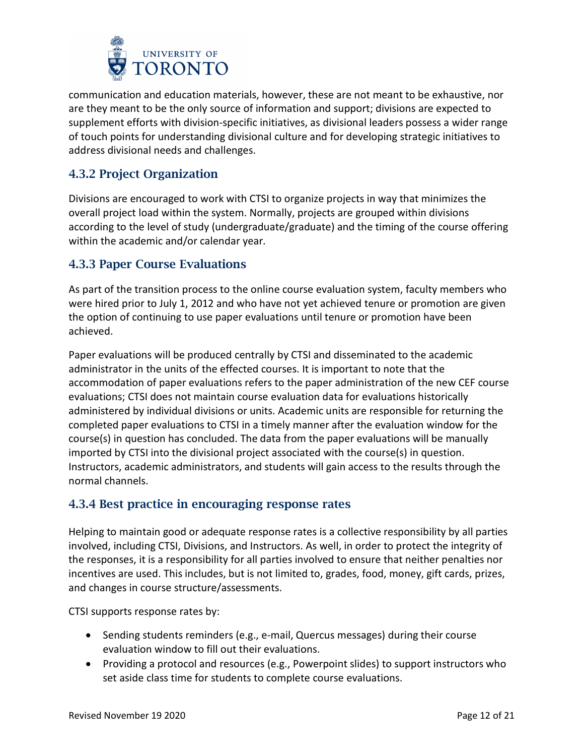communication and education materials, however, these are not meant to be exhaustive, nor are they meant to be the only source of information and support; divisions are expected to supplement efforts with division-specific initiatives, as divisional leaders possess a wider range of touch points for understanding divisional culture and for developing strategic initiatives to address divisional needs and challenges.

### 4.3.2 Project Organization

Divisions are encouraged to work with CTSI to organize projects in way that minimizes the overall project load within the system. Normally, projects are grouped within divisions according to the level of study (undergraduate/graduate) and the timing of the course offering within the academic and/or calendar year.

### 4.3.3 Paper Course Evaluations

As part of the transition process to the online course evaluation system, faculty members who were hired prior to July 1, 2012 and who have not yet achieved tenure or promotion are given the option of continuing to use paper evaluations until tenure or promotion have been achieved.

Paper evaluations will be produced centrally by CTSI and disseminated to the academic administrator in the units of the effected courses. It is important to note that the accommodation of paper evaluations refers to the paper administration of the new CEF course evaluations; CTSI does not maintain course evaluation data for evaluations historically administered by individual divisions or units. Academic units are responsible for returning the completed paper evaluations to CTSI in a timely manner after the evaluation window for the course(s) in question has concluded. The data from the paper evaluations will be manually imported by CTSI into the divisional project associated with the course(s) in question. Instructors, academic administrators, and students will gain access to the results through the normal channels.

### 4.3.4 Best practice in encouraging response rates

Helping to maintain good or adequate response rates is a collective responsibility by all parties involved, including CTSI, Divisions, and Instructors. As well, in order to protect the integrity of the responses, it is a responsibility for all parties involved to ensure that neither penalties nor incentives are used. This includes, but is not limited to, grades, food, money, gift cards, prizes, and changes in course structure/assessments.

CTSI supports response rates by:

- Sending students reminders (e.g., e-mail, Quercus messages) during their course evaluation window to fill out their evaluations.
- Providing a protocol and resources (e.g., Powerpoint slides) to support instructors who set aside class time for students to complete course evaluations.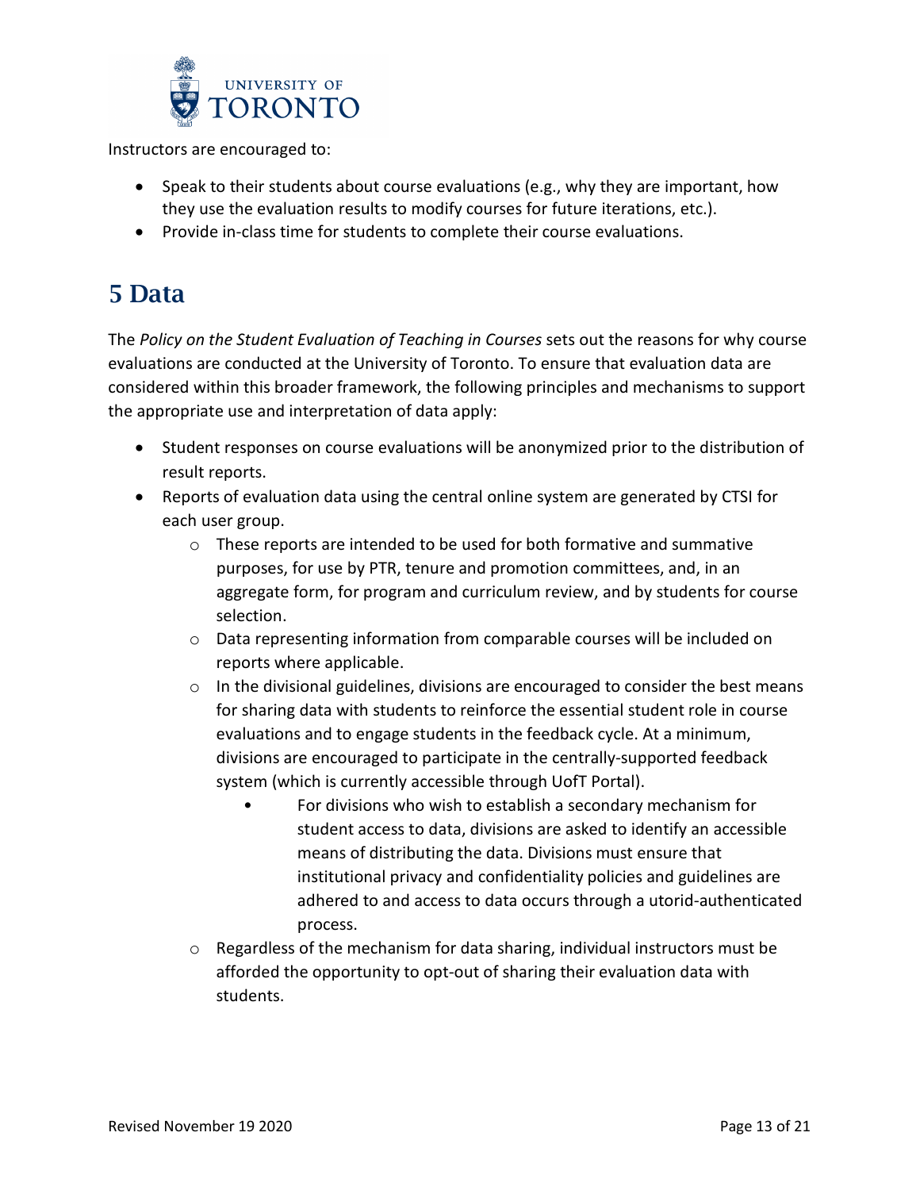Instructors are encouraged to:

- Speak to their students about course evaluations (e.g., why they are important, how they use the evaluation results to modify courses for future iterations, etc.).
- Provide in-class time for students to complete their course evaluations.

# 5 Data

The *Policy on the Student Evaluation of Teaching in Courses* sets out the reasons for why course evaluations are conducted at the University of Toronto. To ensure that evaluation data are considered within this broader framework, the following principles and mechanisms to support the appropriate use and interpretation of data apply:

- Student responses on course evaluations will be anonymized prior to the distribution of result reports.
- Reports of evaluation data using the central online system are generated by CTSI for each user group.
    - These reports are intended to be used for both formative and summative purposes, for use by PTR, tenure and promotion committees, and, in an aggregate form, for program and curriculum review, and by students for course selection.
    - Data representing information from comparable courses will be included on reports where applicable.
    - In the divisional guidelines, divisions are encouraged to consider the best means for sharing data with students to reinforce the essential student role in course evaluations and to engage students in the feedback cycle. At a minimum, divisions are encouraged to participate in the centrally-supported feedback system (which is currently accessible through UofT Portal).
        - For divisions who wish to establish a secondary mechanism for student access to data, divisions are asked to identify an accessible means of distributing the data. Divisions must ensure that institutional privacy and confidentiality policies and guidelines are adhered to and access to data occurs through a utorid-authenticated process.
    - Regardless of the mechanism for data sharing, individual instructors must be afforded the opportunity to opt-out of sharing their evaluation data with students.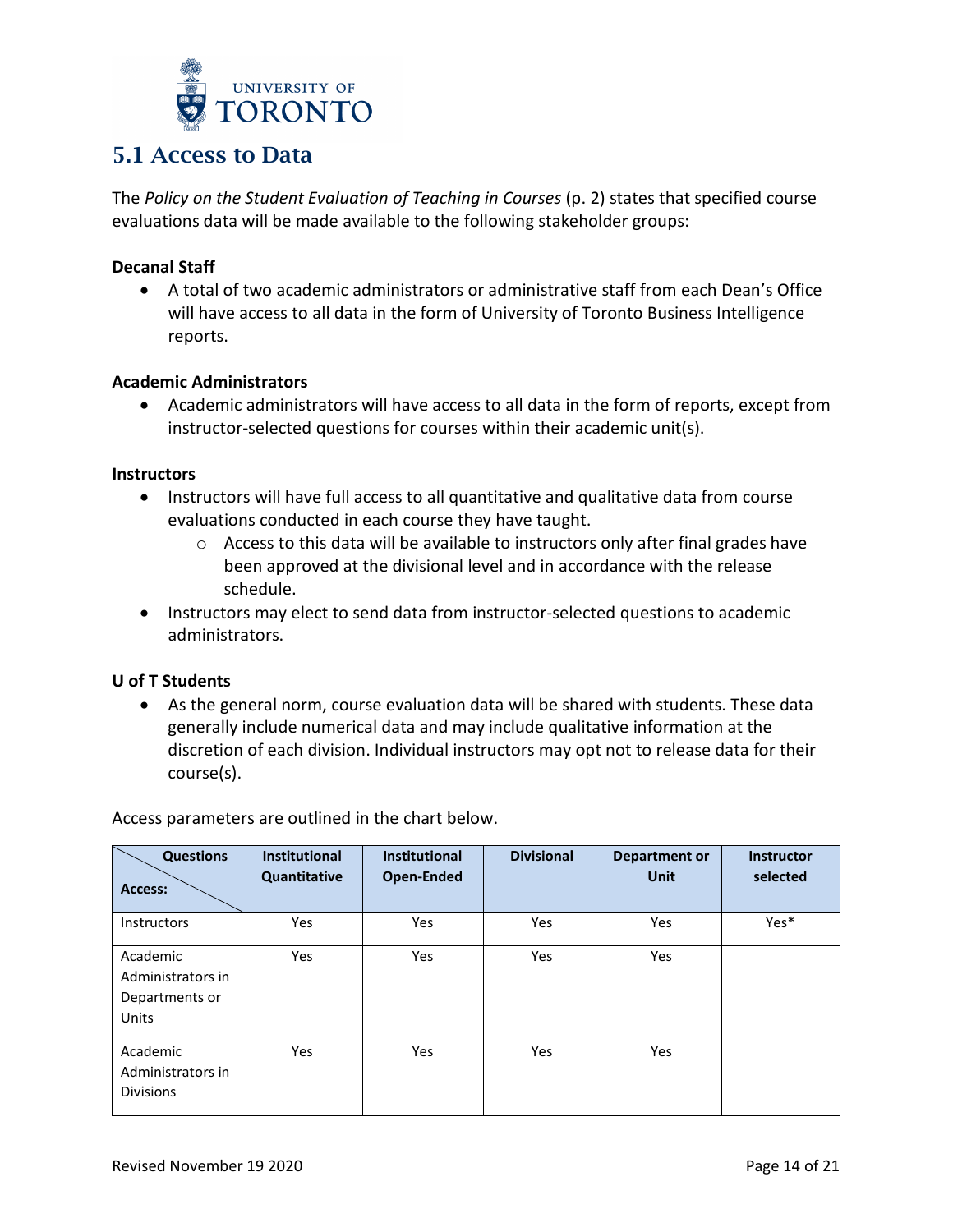## 5.1 Access to Data

The *Policy on the Student Evaluation of Teaching in Courses* (p. 2) states that specified course evaluations data will be made available to the following stakeholder groups:

**Decanal Staff**

- A total of two academic administrators or administrative staff from each Dean's Office will have access to all data in the form of University of Toronto Business Intelligence reports.

**Academic Administrators**

- Academic administrators will have access to all data in the form of reports, except from instructor-selected questions for courses within their academic unit(s).

**Instructors**

- Instructors will have full access to all quantitative and qualitative data from course evaluations conducted in each course they have taught.
  - Access to this data will be available to instructors only after final grades have been approved at the divisional level and in accordance with the release schedule.
- Instructors may elect to send data from instructor-selected questions to academic administrators.

**U of T Students**

- As the general norm, course evaluation data will be shared with students. These data generally include numerical data and may include qualitative information at the discretion of each division. Individual instructors may opt not to release data for their course(s).

Access parameters are outlined in the chart below.

| Questions / Access: | Institutional Quantitative | Institutional Open-Ended | Divisional | Department or Unit | Instructor selected |
|---|---|---|---|---|---|
| Instructors | Yes | Yes | Yes | Yes | Yes* |
| Academic Administrators in Departments or Units | Yes | Yes | Yes | Yes | |
| Academic Administrators in Divisions | Yes | Yes | Yes | Yes | |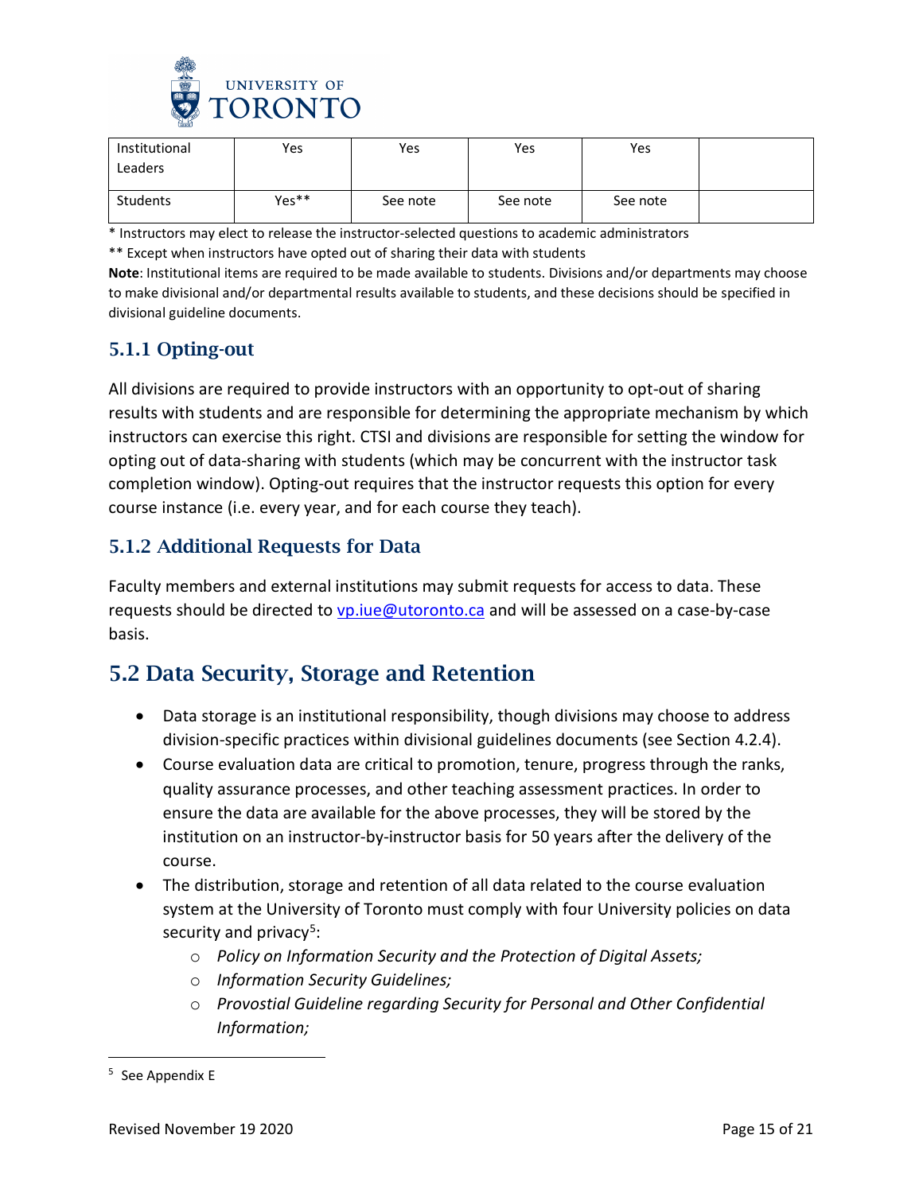| Institutional Leaders | Yes | Yes | Yes | Yes | |
|---|---|---|---|---|---|
| Students | Yes** | See note | See note | See note | |

* Instructors may elect to release the instructor-selected questions to academic administrators

** Except when instructors have opted out of sharing their data with students

**Note**: Institutional items are required to be made available to students. Divisions and/or departments may choose to make divisional and/or departmental results available to students, and these decisions should be specified in divisional guideline documents.

### 5.1.1 Opting-out

All divisions are required to provide instructors with an opportunity to opt-out of sharing results with students and are responsible for determining the appropriate mechanism by which instructors can exercise this right. CTSI and divisions are responsible for setting the window for opting out of data-sharing with students (which may be concurrent with the instructor task completion window). Opting-out requires that the instructor requests this option for every course instance (i.e. every year, and for each course they teach).

### 5.1.2 Additional Requests for Data

Faculty members and external institutions may submit requests for access to data. These requests should be directed to vp.iue@utoronto.ca and will be assessed on a case-by-case basis.

## 5.2 Data Security, Storage and Retention

- Data storage is an institutional responsibility, though divisions may choose to address division-specific practices within divisional guidelines documents (see Section 4.2.4).
- Course evaluation data are critical to promotion, tenure, progress through the ranks, quality assurance processes, and other teaching assessment practices. In order to ensure the data are available for the above processes, they will be stored by the institution on an instructor-by-instructor basis for 50 years after the delivery of the course.
- The distribution, storage and retention of all data related to the course evaluation system at the University of Toronto must comply with four University policies on data security and privacy[5]:
    - *Policy on Information Security and the Protection of Digital Assets;*
    - *Information Security Guidelines;*
    - *Provostial Guideline regarding Security for Personal and Other Confidential Information;*

[5] See Appendix E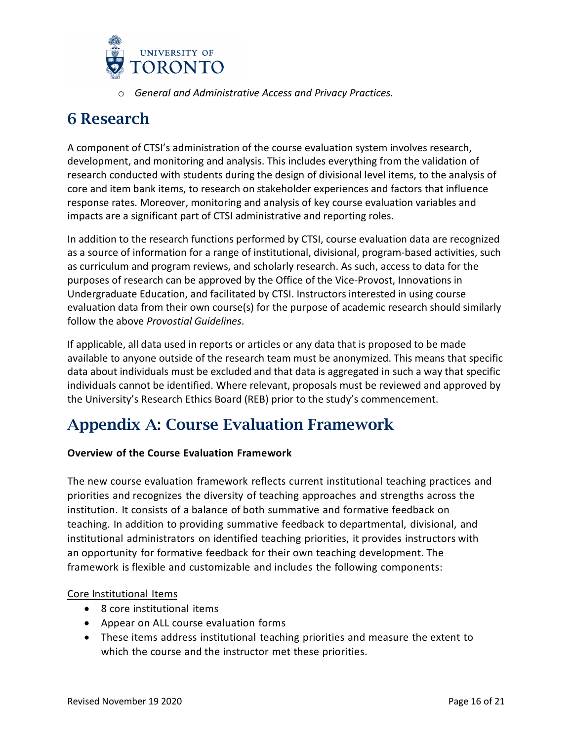- *General and Administrative Access and Privacy Practices.*

# 6 Research

A component of CTSI's administration of the course evaluation system involves research, development, and monitoring and analysis. This includes everything from the validation of research conducted with students during the design of divisional level items, to the analysis of core and item bank items, to research on stakeholder experiences and factors that influence response rates. Moreover, monitoring and analysis of key course evaluation variables and impacts are a significant part of CTSI administrative and reporting roles.

In addition to the research functions performed by CTSI, course evaluation data are recognized as a source of information for a range of institutional, divisional, program-based activities, such as curriculum and program reviews, and scholarly research. As such, access to data for the purposes of research can be approved by the Office of the Vice-Provost, Innovations in Undergraduate Education, and facilitated by CTSI. Instructors interested in using course evaluation data from their own course(s) for the purpose of academic research should similarly follow the above *Provostial Guidelines*.

If applicable, all data used in reports or articles or any data that is proposed to be made available to anyone outside of the research team must be anonymized. This means that specific data about individuals must be excluded and that data is aggregated in such a way that specific individuals cannot be identified. Where relevant, proposals must be reviewed and approved by the University's Research Ethics Board (REB) prior to the study's commencement.

# Appendix A: Course Evaluation Framework

**Overview of the Course Evaluation Framework**

The new course evaluation framework reflects current institutional teaching practices and priorities and recognizes the diversity of teaching approaches and strengths across the institution. It consists of a balance of both summative and formative feedback on teaching. In addition to providing summative feedback to departmental, divisional, and institutional administrators on identified teaching priorities, it provides instructors with an opportunity for formative feedback for their own teaching development. The framework is flexible and customizable and includes the following components:

<u>Core Institutional Items</u>

- 8 core institutional items
- Appear on ALL course evaluation forms
- These items address institutional teaching priorities and measure the extent to which the course and the instructor met these priorities.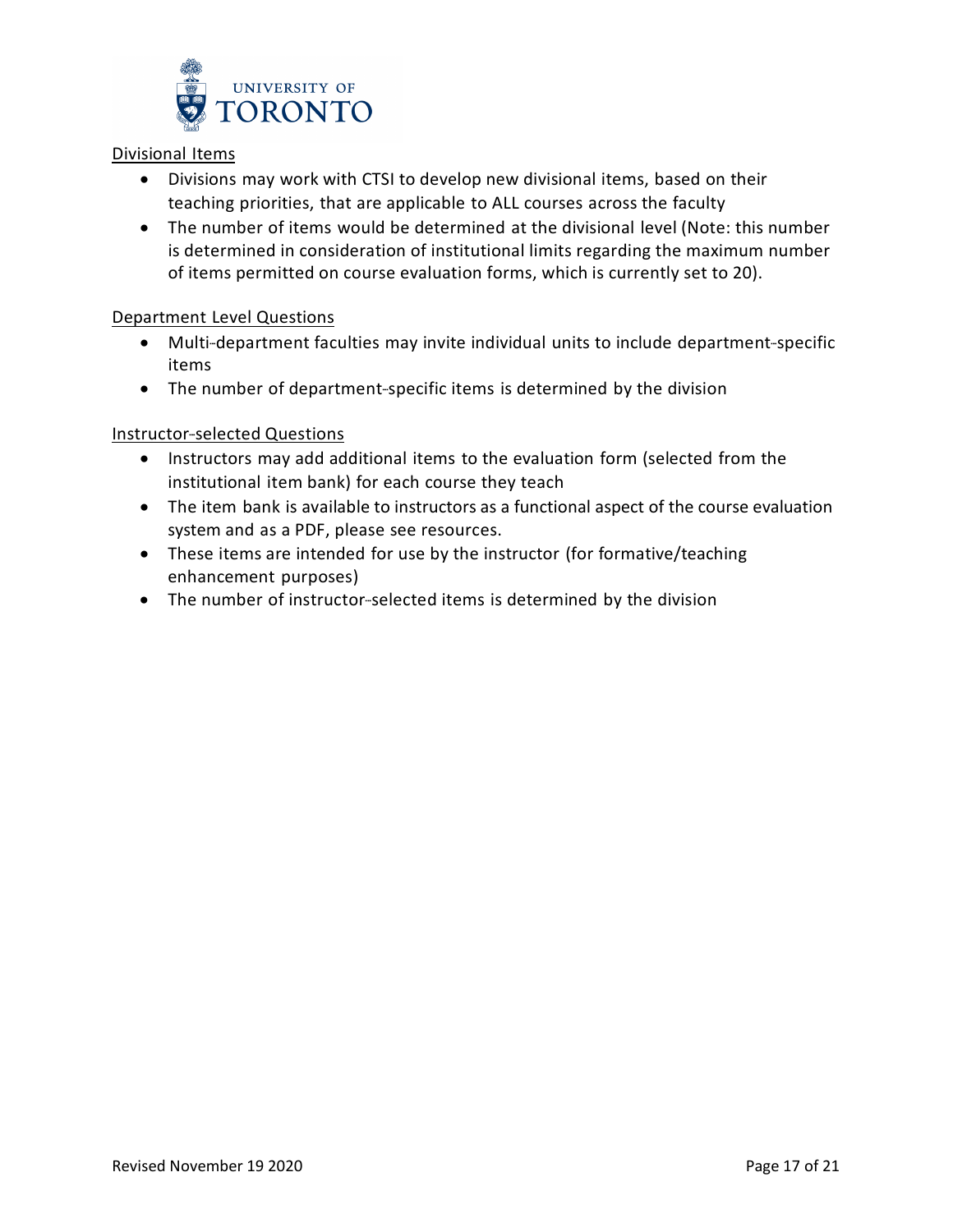Divisional Items

- Divisions may work with CTSI to develop new divisional items, based on their teaching priorities, that are applicable to ALL courses across the faculty
- The number of items would be determined at the divisional level (Note: this number is determined in consideration of institutional limits regarding the maximum number of items permitted on course evaluation forms, which is currently set to 20).

Department Level Questions

- Multi-department faculties may invite individual units to include department-specific items
- The number of department-specific items is determined by the division

Instructor-selected Questions

- Instructors may add additional items to the evaluation form (selected from the institutional item bank) for each course they teach
- The item bank is available to instructors as a functional aspect of the course evaluation system and as a PDF, please see resources.
- These items are intended for use by the instructor (for formative/teaching enhancement purposes)
- The number of instructor-selected items is determined by the division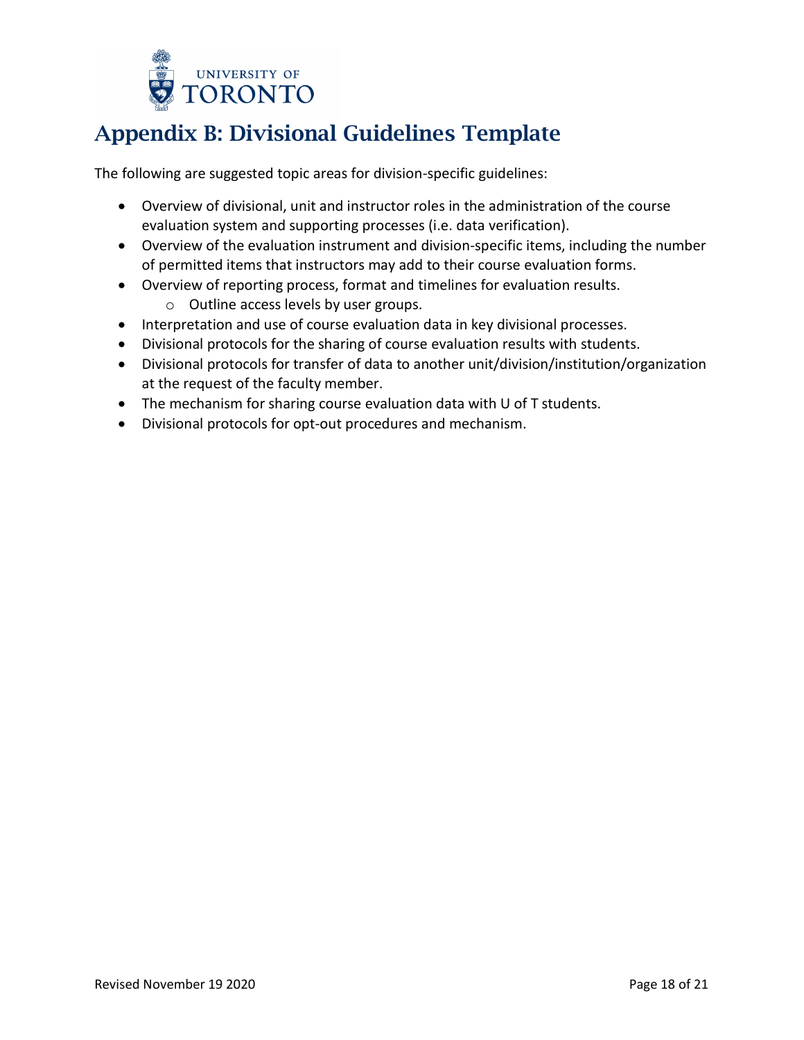# Appendix B: Divisional Guidelines Template

The following are suggested topic areas for division-specific guidelines:

- Overview of divisional, unit and instructor roles in the administration of the course evaluation system and supporting processes (i.e. data verification).
- Overview of the evaluation instrument and division-specific items, including the number of permitted items that instructors may add to their course evaluation forms.
- Overview of reporting process, format and timelines for evaluation results.
    - Outline access levels by user groups.
- Interpretation and use of course evaluation data in key divisional processes.
- Divisional protocols for the sharing of course evaluation results with students.
- Divisional protocols for transfer of data to another unit/division/institution/organization at the request of the faculty member.
- The mechanism for sharing course evaluation data with U of T students.
- Divisional protocols for opt-out procedures and mechanism.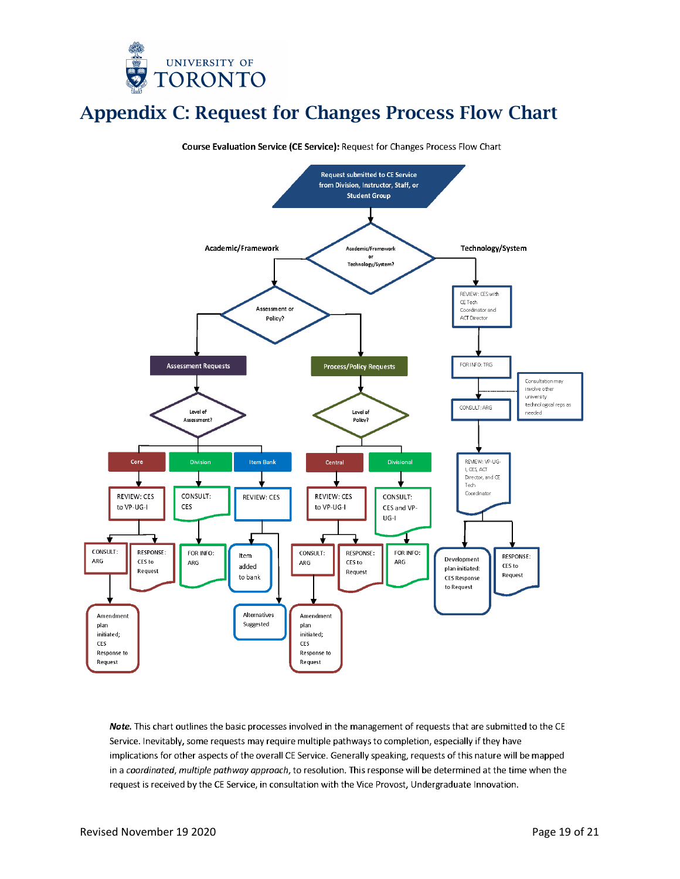# Appendix C: Request for Changes Process Flow Chart

**Course Evaluation Service (CE Service):** Request for Changes Process Flow Chart

Request submitted to CE Service from Division, Instructor, Staff, or Student Group

Academic/Framework or Technology/System?

**Academic/Framework**

Assessment or Policy?

- **Assessment Requests** → Level of Assessment?
  - **Core** → REVIEW: CES to VP-UG-I
    - CONSULT: ARG → Amendment plan initiated; CES Response to Request
    - RESPONSE: CES to Request
  - **Division** → CONSULT: CES → FOR INFO: ARG
  - **Item Bank** → REVIEW: CES
    - Item added to bank
    - Alternatives Suggested
- **Process/Policy Requests** → Level of Policy?
  - **Central** → REVIEW: CES to VP-UG-I
    - CONSULT: ARG → Amendment plan initiated; CES Response to Request
    - RESPONSE: CES to Request
  - **Divisional** → CONSULT: CES and VP-UG-I → FOR INFO: ARG

**Technology/System**

- REVIEW: CES with CE Tech Coordinator and ACT Director
- FOR INFO: TRG
- CONSULT: ARG (Consultation may involve other university technological reps as needed)
- REVIEW: VP-UG-I, CES, ACT Director, and CE Tech Coordinator
  - Development plan initiated: CES Response to Request
  - RESPONSE: CES to Request

***Note.*** This chart outlines the basic processes involved in the management of requests that are submitted to the CE Service. Inevitably, some requests may require multiple pathways to completion, especially if they have implications for other aspects of the overall CE Service. Generally speaking, requests of this nature will be mapped in a *coordinated, multiple pathway approach*, to resolution. This response will be determined at the time when the request is received by the CE Service, in consultation with the Vice Provost, Undergraduate Innovation.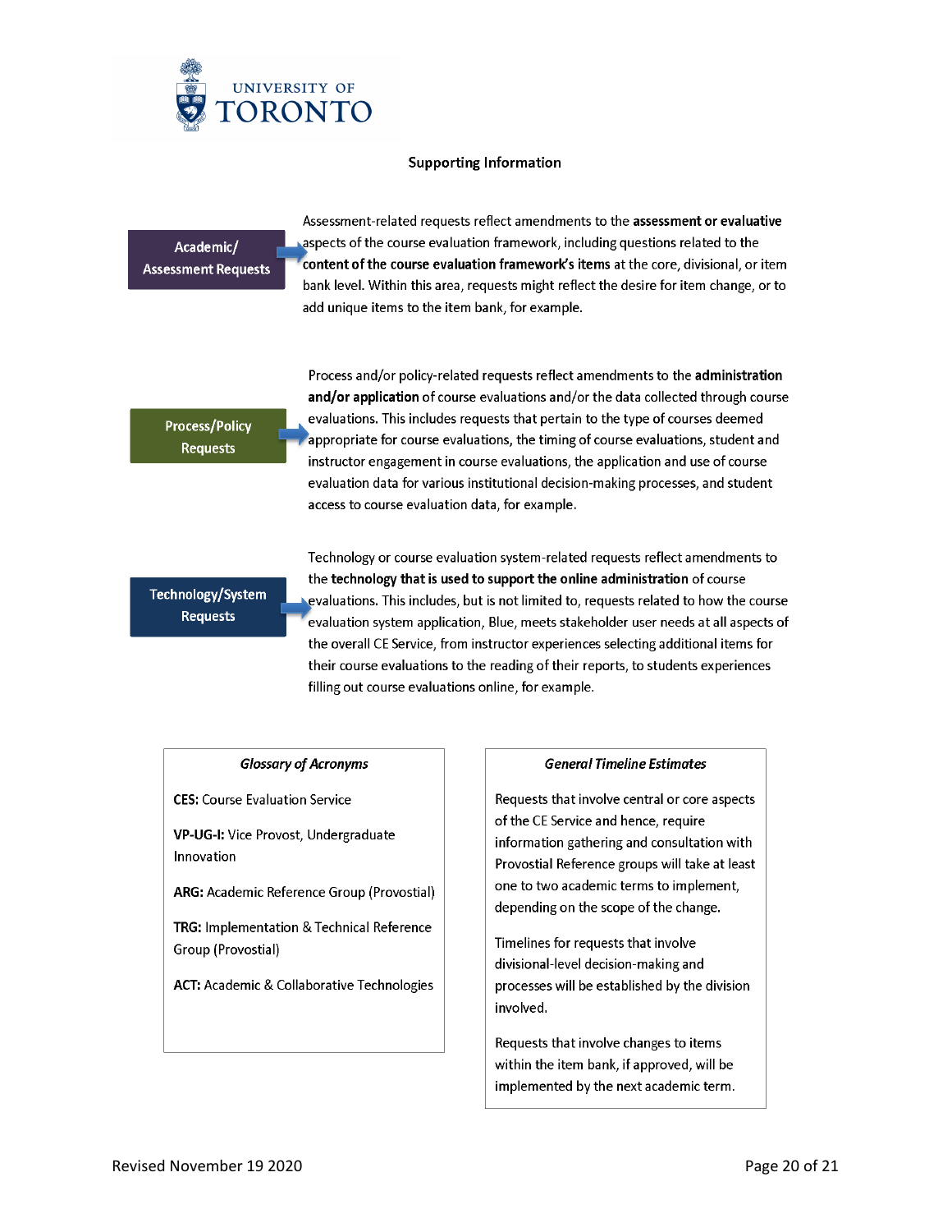## Supporting Information

**Academic/ Assessment Requests**

Assessment-related requests reflect amendments to the **assessment or evaluative** aspects of the course evaluation framework, including questions related to the **content of the course evaluation framework's items** at the core, divisional, or item bank level. Within this area, requests might reflect the desire for item change, or to add unique items to the item bank, for example.

**Process/Policy Requests**

Process and/or policy-related requests reflect amendments to the **administration and/or application** of course evaluations and/or the data collected through course evaluations. This includes requests that pertain to the type of courses deemed appropriate for course evaluations, the timing of course evaluations, student and instructor engagement in course evaluations, the application and use of course evaluation data for various institutional decision-making processes, and student access to course evaluation data, for example.

**Technology/System Requests**

Technology or course evaluation system-related requests reflect amendments to the **technology that is used to support the online administration** of course evaluations. This includes, but is not limited to, requests related to how the course evaluation system application, Blue, meets stakeholder user needs at all aspects of the overall CE Service, from instructor experiences selecting additional items for their course evaluations to the reading of their reports, to students experiences filling out course evaluations online, for example.

### *Glossary of Acronyms*

**CES:** Course Evaluation Service

**VP-UG-I:** Vice Provost, Undergraduate Innovation

**ARG:** Academic Reference Group (Provostial)

**TRG:** Implementation & Technical Reference Group (Provostial)

**ACT:** Academic & Collaborative Technologies

### *General Timeline Estimates*

Requests that involve central or core aspects of the CE Service and hence, require information gathering and consultation with Provostial Reference groups will take at least one to two academic terms to implement, depending on the scope of the change.

Timelines for requests that involve divisional-level decision-making and processes will be established by the division involved.

Requests that involve changes to items within the item bank, if approved, will be implemented by the next academic term.

Revised November 19 2020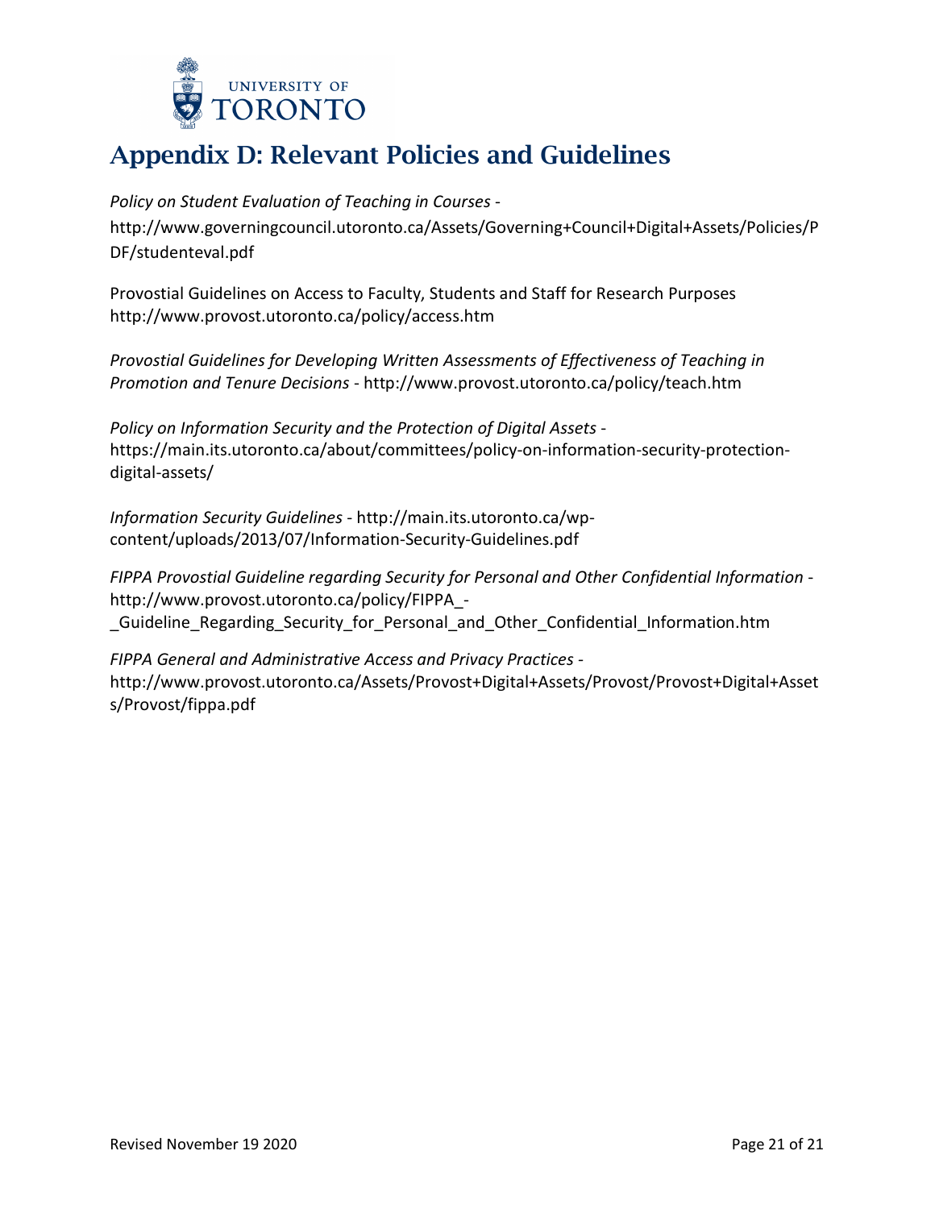# Appendix D: Relevant Policies and Guidelines

*Policy on Student Evaluation of Teaching in Courses* - http://www.governingcouncil.utoronto.ca/Assets/Governing+Council+Digital+Assets/Policies/PDF/studenteval.pdf

Provostial Guidelines on Access to Faculty, Students and Staff for Research Purposes http://www.provost.utoronto.ca/policy/access.htm

*Provostial Guidelines for Developing Written Assessments of Effectiveness of Teaching in Promotion and Tenure Decisions* - http://www.provost.utoronto.ca/policy/teach.htm

*Policy on Information Security and the Protection of Digital Assets* - https://main.its.utoronto.ca/about/committees/policy-on-information-security-protection-digital-assets/

*Information Security Guidelines* - http://main.its.utoronto.ca/wp-content/uploads/2013/07/Information-Security-Guidelines.pdf

*FIPPA Provostial Guideline regarding Security for Personal and Other Confidential Information* - http://www.provost.utoronto.ca/policy/FIPPA_-_Guideline_Regarding_Security_for_Personal_and_Other_Confidential_Information.htm

*FIPPA General and Administrative Access and Privacy Practices* - http://www.provost.utoronto.ca/Assets/Provost+Digital+Assets/Provost/Provost+Digital+Assets/Provost/fippa.pdf